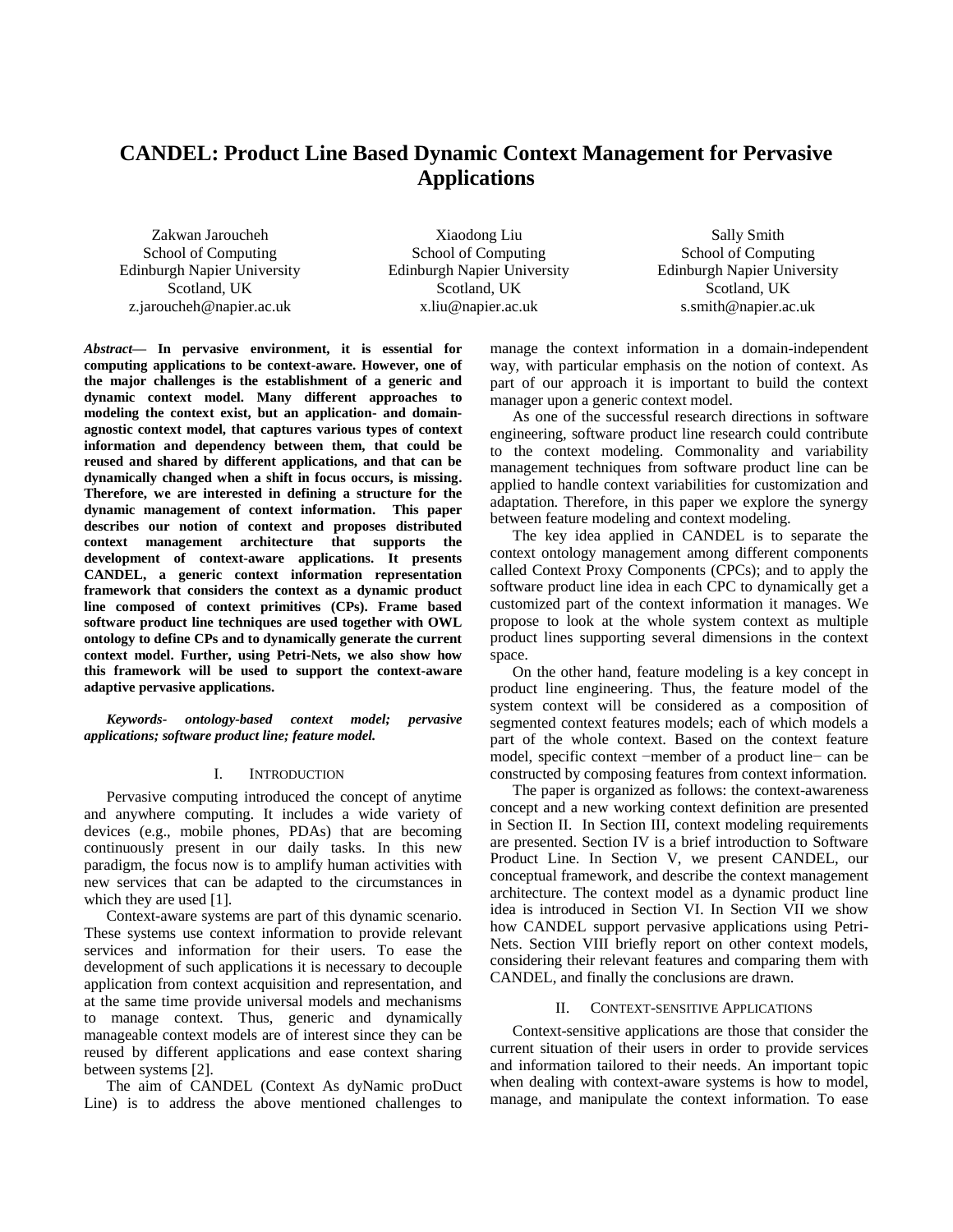# CANDEL: Product Line Based Dynamic Context Management for Pervasive Applications

Zakwan Jaroucheh
School of Computing
Edinburgh Napier University
Scotland, UK
z.jaroucheh@napier.ac.uk

Xiaodong Liu
School of Computing
Edinburgh Napier University
Scotland, UK
x.liu@napier.ac.uk

Sally Smith
School of Computing
Edinburgh Napier University
Scotland, UK
s.smith@napier.ac.uk

***Abstract*— In pervasive environment, it is essential for computing applications to be context-aware. However, one of the major challenges is the establishment of a generic and dynamic context model. Many different approaches to modeling the context exist, but an application- and domain-agnostic context model, that captures various types of context information and dependency between them, that could be reused and shared by different applications, and that can be dynamically changed when a shift in focus occurs, is missing. Therefore, we are interested in defining a structure for the dynamic management of context information. This paper describes our notion of context and proposes distributed context management architecture that supports the development of context-aware applications. It presents CANDEL, a generic context information representation framework that considers the context as a dynamic product line composed of context primitives (CPs). Frame based software product line techniques are used together with OWL ontology to define CPs and to dynamically generate the current context model. Further, using Petri-Nets, we also show how this framework will be used to support the context-aware adaptive pervasive applications.**

***Keywords- ontology-based context model; pervasive applications; software product line; feature model.***

## I. Introduction

Pervasive computing introduced the concept of anytime and anywhere computing. It includes a wide variety of devices (e.g., mobile phones, PDAs) that are becoming continuously present in our daily tasks. In this new paradigm, the focus now is to amplify human activities with new services that can be adapted to the circumstances in which they are used [1].

Context-aware systems are part of this dynamic scenario. These systems use context information to provide relevant services and information for their users. To ease the development of such applications it is necessary to decouple application from context acquisition and representation, and at the same time provide universal models and mechanisms to manage context. Thus, generic and dynamically manageable context models are of interest since they can be reused by different applications and ease context sharing between systems [2].

The aim of CANDEL (Context As dyNamic proDuct Line) is to address the above mentioned challenges to manage the context information in a domain-independent way, with particular emphasis on the notion of context. As part of our approach it is important to build the context manager upon a generic context model.

As one of the successful research directions in software engineering, software product line research could contribute to the context modeling. Commonality and variability management techniques from software product line can be applied to handle context variabilities for customization and adaptation. Therefore, in this paper we explore the synergy between feature modeling and context modeling.

The key idea applied in CANDEL is to separate the context ontology management among different components called Context Proxy Components (CPCs); and to apply the software product line idea in each CPC to dynamically get a customized part of the context information it manages. We propose to look at the whole system context as multiple product lines supporting several dimensions in the context space.

On the other hand, feature modeling is a key concept in product line engineering. Thus, the feature model of the system context will be considered as a composition of segmented context features models; each of which models a part of the whole context. Based on the context feature model, specific context −member of a product line− can be constructed by composing features from context information.

The paper is organized as follows: the context-awareness concept and a new working context definition are presented in Section II. In Section III, context modeling requirements are presented. Section IV is a brief introduction to Software Product Line. In Section V, we present CANDEL, our conceptual framework, and describe the context management architecture. The context model as a dynamic product line idea is introduced in Section VI. In Section VII we show how CANDEL support pervasive applications using Petri-Nets. Section VIII briefly report on other context models, considering their relevant features and comparing them with CANDEL, and finally the conclusions are drawn.

## II. Context-sensitive Applications

Context-sensitive applications are those that consider the current situation of their users in order to provide services and information tailored to their needs. An important topic when dealing with context-aware systems is how to model, manage, and manipulate the context information. To ease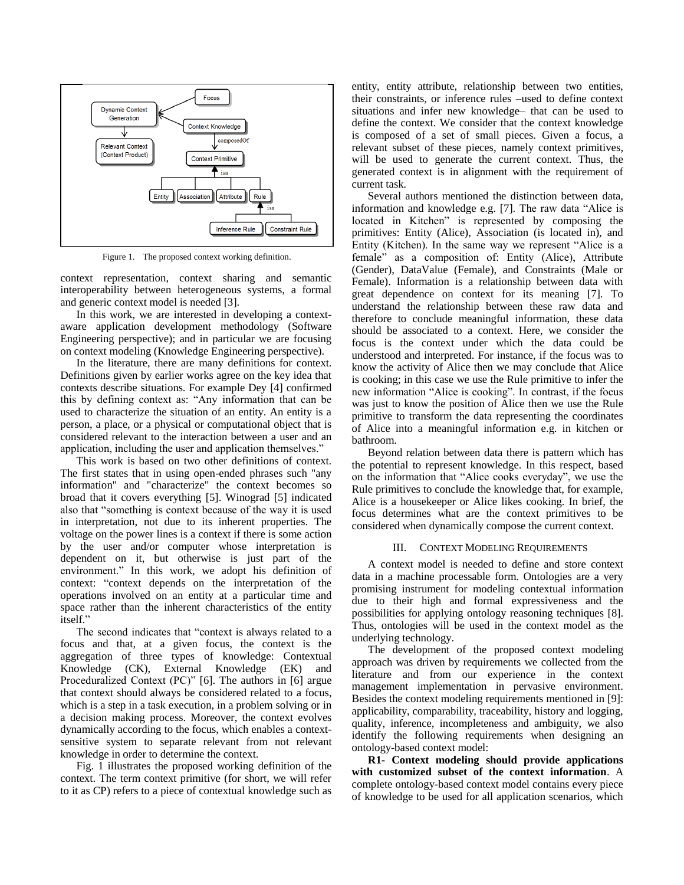Figure 1. The proposed context working definition.

context representation, context sharing and semantic interoperability between heterogeneous systems, a formal and generic context model is needed [3].

In this work, we are interested in developing a context-aware application development methodology (Software Engineering perspective); and in particular we are focusing on context modeling (Knowledge Engineering perspective).

In the literature, there are many definitions for context. Definitions given by earlier works agree on the key idea that contexts describe situations. For example Dey [4] confirmed this by defining context as: "Any information that can be used to characterize the situation of an entity. An entity is a person, a place, or a physical or computational object that is considered relevant to the interaction between a user and an application, including the user and application themselves."

This work is based on two other definitions of context. The first states that in using open-ended phrases such "any information" and "characterize" the context becomes so broad that it covers everything [5]. Winograd [5] indicated also that "something is context because of the way it is used in interpretation, not due to its inherent properties. The voltage on the power lines is a context if there is some action by the user and/or computer whose interpretation is dependent on it, but otherwise is just part of the environment." In this work, we adopt his definition of context: "context depends on the interpretation of the operations involved on an entity at a particular time and space rather than the inherent characteristics of the entity itself."

The second indicates that "context is always related to a focus and that, at a given focus, the context is the aggregation of three types of knowledge: Contextual Knowledge (CK), External Knowledge (EK) and Proceduralized Context (PC)" [6]. The authors in [6] argue that context should always be considered related to a focus, which is a step in a task execution, in a problem solving or in a decision making process. Moreover, the context evolves dynamically according to the focus, which enables a context-sensitive system to separate relevant from not relevant knowledge in order to determine the context.

Fig. 1 illustrates the proposed working definition of the context. The term context primitive (for short, we will refer to it as CP) refers to a piece of contextual knowledge such as entity, entity attribute, relationship between two entities, their constraints, or inference rules –used to define context situations and infer new knowledge– that can be used to define the context. We consider that the context knowledge is composed of a set of small pieces. Given a focus, a relevant subset of these pieces, namely context primitives, will be used to generate the current context. Thus, the generated context is in alignment with the requirement of current task.

Several authors mentioned the distinction between data, information and knowledge e.g. [7]. The raw data "Alice is located in Kitchen" is represented by composing the primitives: Entity (Alice), Association (is located in), and Entity (Kitchen). In the same way we represent "Alice is a female" as a composition of: Entity (Alice), Attribute (Gender), DataValue (Female), and Constraints (Male or Female). Information is a relationship between data with great dependence on context for its meaning [7]. To understand the relationship between these raw data and therefore to conclude meaningful information, these data should be associated to a context. Here, we consider the focus is the context under which the data could be understood and interpreted. For instance, if the focus was to know the activity of Alice then we may conclude that Alice is cooking; in this case we use the Rule primitive to infer the new information "Alice is cooking". In contrast, if the focus was just to know the position of Alice then we use the Rule primitive to transform the data representing the coordinates of Alice into a meaningful information e.g. in kitchen or bathroom.

Beyond relation between data there is pattern which has the potential to represent knowledge. In this respect, based on the information that "Alice cooks everyday", we use the Rule primitives to conclude the knowledge that, for example, Alice is a housekeeper or Alice likes cooking. In brief, the focus determines what are the context primitives to be considered when dynamically compose the current context.

## III. Context Modeling Requirements

A context model is needed to define and store context data in a machine processable form. Ontologies are a very promising instrument for modeling contextual information due to their high and formal expressiveness and the possibilities for applying ontology reasoning techniques [8]. Thus, ontologies will be used in the context model as the underlying technology.

The development of the proposed context modeling approach was driven by requirements we collected from the literature and from our experience in the context management implementation in pervasive environment. Besides the context modeling requirements mentioned in [9]: applicability, comparability, traceability, history and logging, quality, inference, incompleteness and ambiguity, we also identify the following requirements when designing an ontology-based context model:

**R1- Context modeling should provide applications with customized subset of the context information**. A complete ontology-based context model contains every piece of knowledge to be used for all application scenarios, which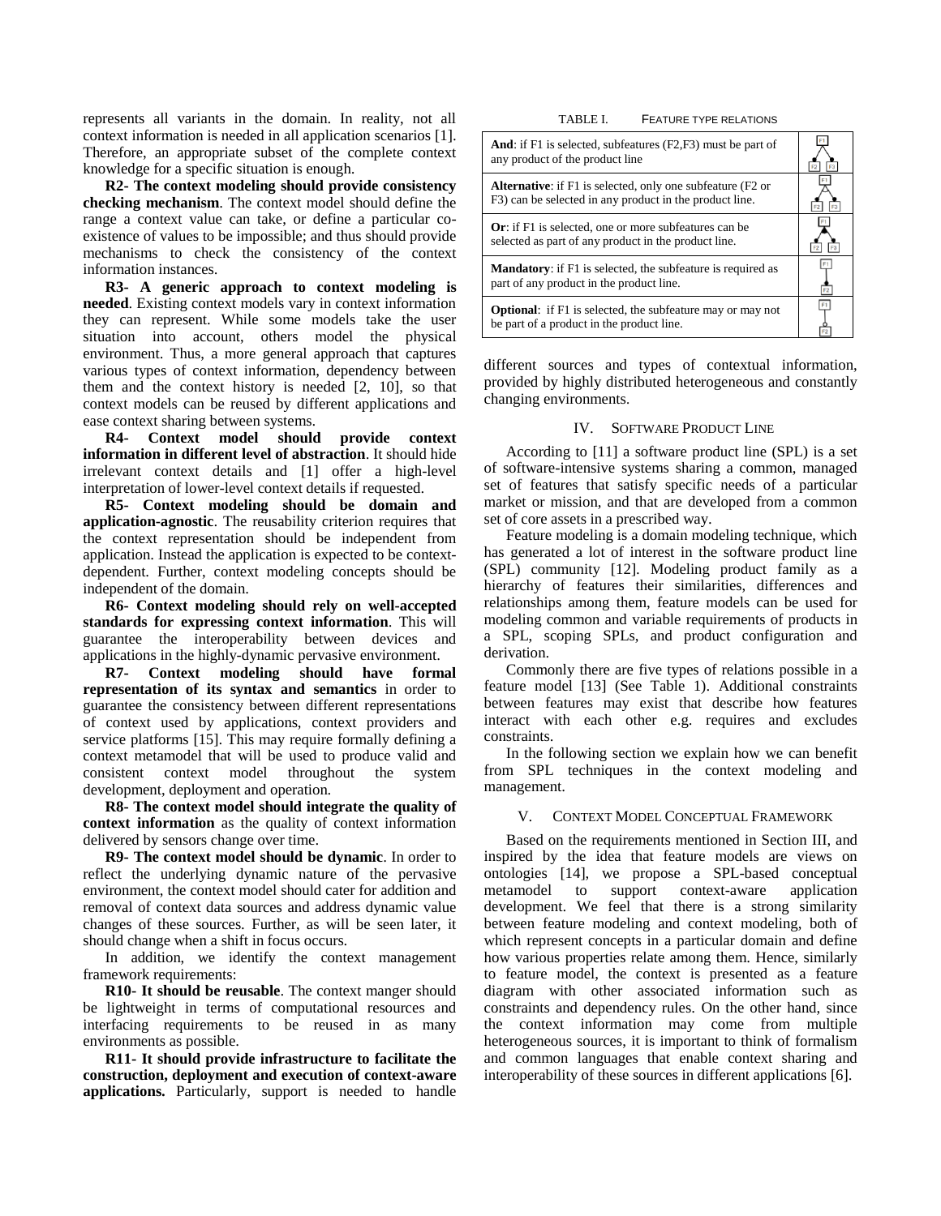represents all variants in the domain. In reality, not all context information is needed in all application scenarios [1]. Therefore, an appropriate subset of the complete context knowledge for a specific situation is enough.

**R2- The context modeling should provide consistency checking mechanism**. The context model should define the range a context value can take, or define a particular co-existence of values to be impossible; and thus should provide mechanisms to check the consistency of the context information instances.

**R3- A generic approach to context modeling is needed**. Existing context models vary in context information they can represent. While some models take the user situation into account, others model the physical environment. Thus, a more general approach that captures various types of context information, dependency between them and the context history is needed [2, 10], so that context models can be reused by different applications and ease context sharing between systems.

**R4- Context model should provide context information in different level of abstraction**. It should hide irrelevant context details and [1] offer a high-level interpretation of lower-level context details if requested.

**R5- Context modeling should be domain and application-agnostic**. The reusability criterion requires that the context representation should be independent from application. Instead the application is expected to be context-dependent. Further, context modeling concepts should be independent of the domain.

**R6- Context modeling should rely on well-accepted standards for expressing context information**. This will guarantee the interoperability between devices and applications in the highly-dynamic pervasive environment.

**R7- Context modeling should have formal representation of its syntax and semantics** in order to guarantee the consistency between different representations of context used by applications, context providers and service platforms [15]. This may require formally defining a context metamodel that will be used to produce valid and consistent context model throughout the system development, deployment and operation.

**R8- The context model should integrate the quality of context information** as the quality of context information delivered by sensors change over time.

**R9- The context model should be dynamic**. In order to reflect the underlying dynamic nature of the pervasive environment, the context model should cater for addition and removal of context data sources and address dynamic value changes of these sources. Further, as will be seen later, it should change when a shift in focus occurs.

In addition, we identify the context management framework requirements:

**R10- It should be reusable**. The context manger should be lightweight in terms of computational resources and interfacing requirements to be reused in as many environments as possible.

**R11- It should provide infrastructure to facilitate the construction, deployment and execution of context-aware applications.** Particularly, support is needed to handle different sources and types of contextual information, provided by highly distributed heterogeneous and constantly changing environments.

TABLE I. FEATURE TYPE RELATIONS

| Relation | Diagram |
|---|---|
| **And**: if F1 is selected, subfeatures (F2,F3) must be part of any product of the product line | F1 → F2, F3 |
| **Alternative**: if F1 is selected, only one subfeature (F2 or F3) can be selected in any product in the product line. | F1 → F2, F3 |
| **Or**: if F1 is selected, one or more subfeatures can be selected as part of any product in the product line. | F1 → F2, F3 |
| **Mandatory**: if F1 is selected, the subfeature is required as part of any product in the product line. | F1 → F2 |
| **Optional**: if F1 is selected, the subfeature may or may not be part of a product in the product line. | F1 → F2 |

## IV. SOFTWARE PRODUCT LINE

According to [11] a software product line (SPL) is a set of software-intensive systems sharing a common, managed set of features that satisfy specific needs of a particular market or mission, and that are developed from a common set of core assets in a prescribed way.

Feature modeling is a domain modeling technique, which has generated a lot of interest in the software product line (SPL) community [12]. Modeling product family as a hierarchy of features their similarities, differences and relationships among them, feature models can be used for modeling common and variable requirements of products in a SPL, scoping SPLs, and product configuration and derivation.

Commonly there are five types of relations possible in a feature model [13] (See Table 1). Additional constraints between features may exist that describe how features interact with each other e.g. requires and excludes constraints.

In the following section we explain how we can benefit from SPL techniques in the context modeling and management.

## V. CONTEXT MODEL CONCEPTUAL FRAMEWORK

Based on the requirements mentioned in Section III, and inspired by the idea that feature models are views on ontologies [14], we propose a SPL-based conceptual metamodel to support context-aware application development. We feel that there is a strong similarity between feature modeling and context modeling, both of which represent concepts in a particular domain and define how various properties relate among them. Hence, similarly to feature model, the context is presented as a feature diagram with other associated information such as constraints and dependency rules. On the other hand, since the context information may come from multiple heterogeneous sources, it is important to think of formalism and common languages that enable context sharing and interoperability of these sources in different applications [6].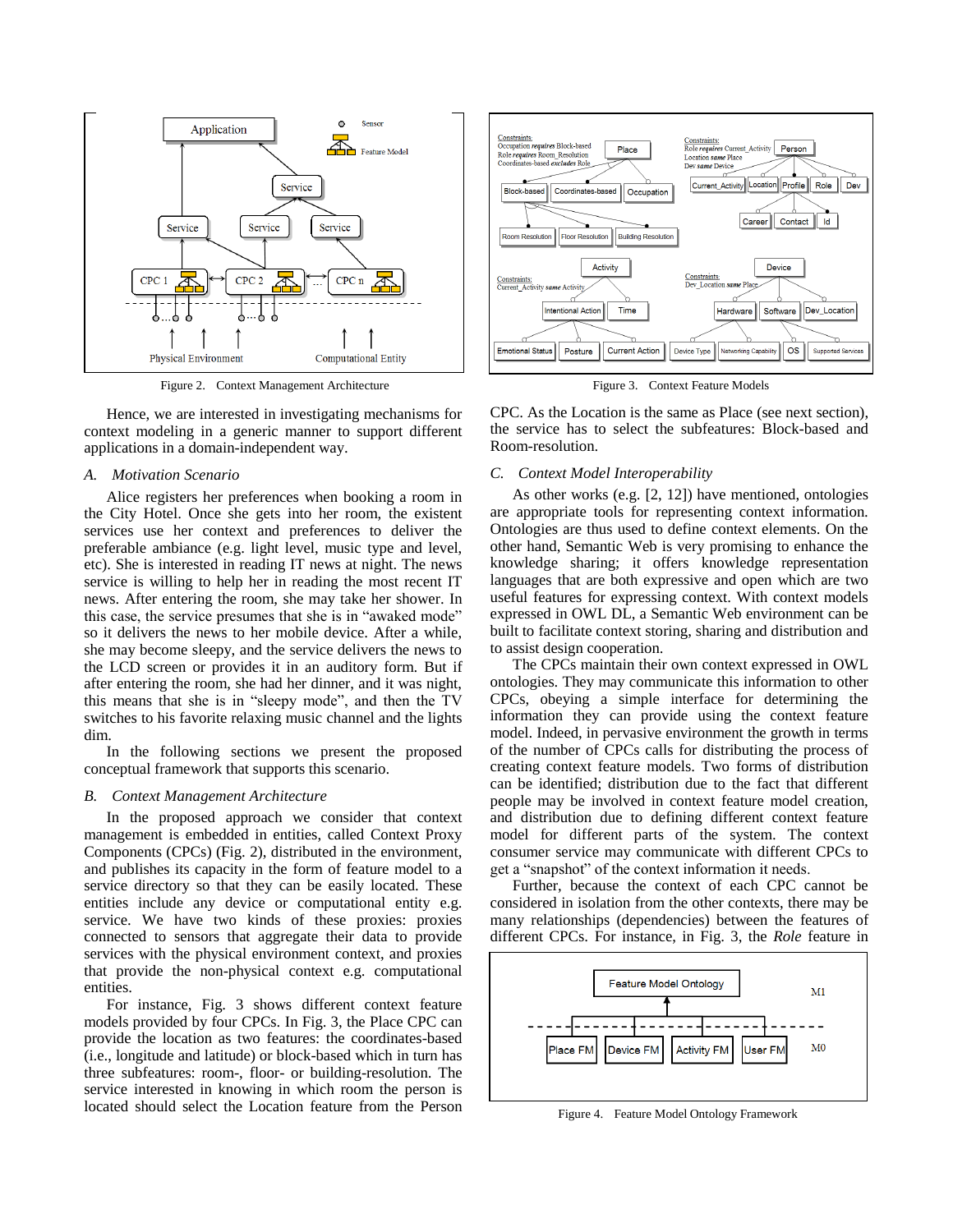Figure 2. Context Management Architecture

Hence, we are interested in investigating mechanisms for context modeling in a generic manner to support different applications in a domain-independent way.

### A. Motivation Scenario

Alice registers her preferences when booking a room in the City Hotel. Once she gets into her room, the existent services use her context and preferences to deliver the preferable ambiance (e.g. light level, music type and level, etc). She is interested in reading IT news at night. The news service is willing to help her in reading the most recent IT news. After entering the room, she may take her shower. In this case, the service presumes that she is in "awaked mode" so it delivers the news to her mobile device. After a while, she may become sleepy, and the service delivers the news to the LCD screen or provides it in an auditory form. But if after entering the room, she had her dinner, and it was night, this means that she is in "sleepy mode", and then the TV switches to his favorite relaxing music channel and the lights dim.

In the following sections we present the proposed conceptual framework that supports this scenario.

### B. Context Management Architecture

In the proposed approach we consider that context management is embedded in entities, called Context Proxy Components (CPCs) (Fig. 2), distributed in the environment, and publishes its capacity in the form of feature model to a service directory so that they can be easily located. These entities include any device or computational entity e.g. service. We have two kinds of these proxies: proxies connected to sensors that aggregate their data to provide services with the physical environment context, and proxies that provide the non-physical context e.g. computational entities.

For instance, Fig. 3 shows different context feature models provided by four CPCs. In Fig. 3, the Place CPC can provide the location as two features: the coordinates-based (i.e., longitude and latitude) or block-based which in turn has three subfeatures: room-, floor- or building-resolution. The service interested in knowing in which room the person is located should select the Location feature from the Person CPC. As the Location is the same as Place (see next section), the service has to select the subfeatures: Block-based and Room-resolution.

Figure 3. Context Feature Models

### C. Context Model Interoperability

As other works (e.g. [2, 12]) have mentioned, ontologies are appropriate tools for representing context information. Ontologies are thus used to define context elements. On the other hand, Semantic Web is very promising to enhance the knowledge sharing; it offers knowledge representation languages that are both expressive and open which are two useful features for expressing context. With context models expressed in OWL DL, a Semantic Web environment can be built to facilitate context storing, sharing and distribution and to assist design cooperation.

The CPCs maintain their own context expressed in OWL ontologies. They may communicate this information to other CPCs, obeying a simple interface for determining the information they can provide using the context feature model. Indeed, in pervasive environment the growth in terms of the number of CPCs calls for distributing the process of creating context feature models. Two forms of distribution can be identified; distribution due to the fact that different people may be involved in context feature model creation, and distribution due to defining different context feature model for different parts of the system. The context consumer service may communicate with different CPCs to get a "snapshot" of the context information it needs.

Further, because the context of each CPC cannot be considered in isolation from the other contexts, there may be many relationships (dependencies) between the features of different CPCs. For instance, in Fig. 3, the *Role* feature in

Figure 4. Feature Model Ontology Framework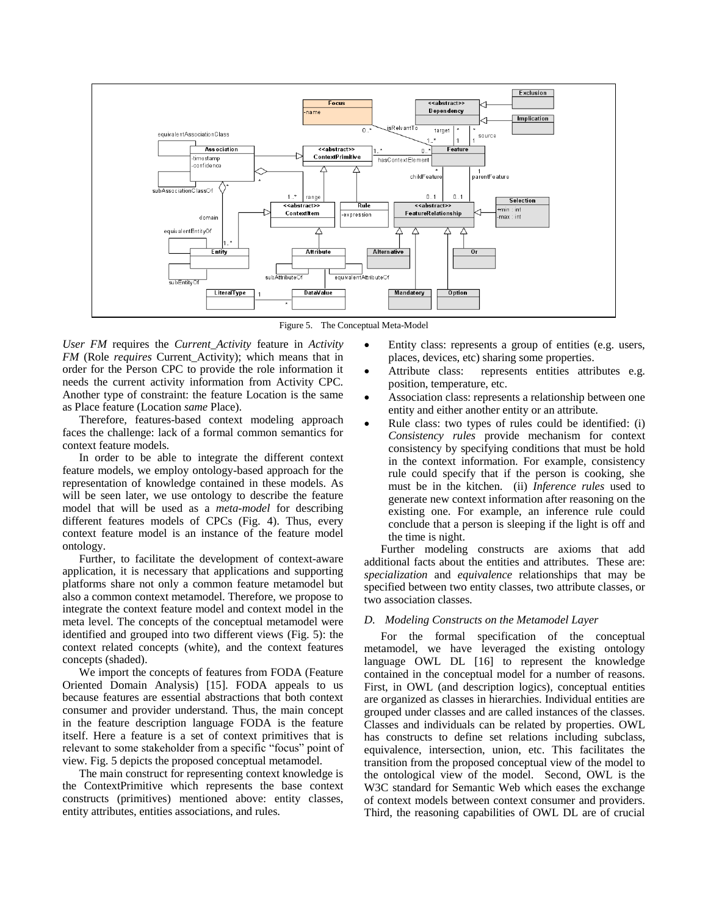Figure 5. The Conceptual Meta-Model

*User FM* requires the *Current_Activity* feature in *Activity FM* (Role *requires* Current_Activity); which means that in order for the Person CPC to provide the role information it needs the current activity information from Activity CPC. Another type of constraint: the feature Location is the same as Place feature (Location *same* Place).

Therefore, features-based context modeling approach faces the challenge: lack of a formal common semantics for context feature models.

In order to be able to integrate the different context feature models, we employ ontology-based approach for the representation of knowledge contained in these models. As will be seen later, we use ontology to describe the feature model that will be used as a *meta-model* for describing different features models of CPCs (Fig. 4). Thus, every context feature model is an instance of the feature model ontology.

Further, to facilitate the development of context-aware application, it is necessary that applications and supporting platforms share not only a common feature metamodel but also a common context metamodel. Therefore, we propose to integrate the context feature model and context model in the meta level. The concepts of the conceptual metamodel were identified and grouped into two different views (Fig. 5): the context related concepts (white), and the context features concepts (shaded).

We import the concepts of features from FODA (Feature Oriented Domain Analysis) [15]. FODA appeals to us because features are essential abstractions that both context consumer and provider understand. Thus, the main concept in the feature description language FODA is the feature itself. Here a feature is a set of context primitives that is relevant to some stakeholder from a specific "focus" point of view. Fig. 5 depicts the proposed conceptual metamodel.

The main construct for representing context knowledge is the ContextPrimitive which represents the base context constructs (primitives) mentioned above: entity classes, entity attributes, entities associations, and rules.

- Entity class: represents a group of entities (e.g. users, places, devices, etc) sharing some properties.
- Attribute class: represents entities attributes e.g. position, temperature, etc.
- Association class: represents a relationship between one entity and either another entity or an attribute.
- Rule class: two types of rules could be identified: (i) *Consistency rules* provide mechanism for context consistency by specifying conditions that must be hold in the context information. For example, consistency rule could specify that if the person is cooking, she must be in the kitchen. (ii) *Inference rules* used to generate new context information after reasoning on the existing one. For example, an inference rule could conclude that a person is sleeping if the light is off and the time is night.

Further modeling constructs are axioms that add additional facts about the entities and attributes. These are: *specialization* and *equivalence* relationships that may be specified between two entity classes, two attribute classes, or two association classes.

### *D. Modeling Constructs on the Metamodel Layer*

For the formal specification of the conceptual metamodel, we have leveraged the existing ontology language OWL DL [16] to represent the knowledge contained in the conceptual model for a number of reasons. First, in OWL (and description logics), conceptual entities are organized as classes in hierarchies. Individual entities are grouped under classes and are called instances of the classes. Classes and individuals can be related by properties. OWL has constructs to define set relations including subclass, equivalence, intersection, union, etc. This facilitates the transition from the proposed conceptual view of the model to the ontological view of the model. Second, OWL is the W3C standard for Semantic Web which eases the exchange of context models between context consumer and providers. Third, the reasoning capabilities of OWL DL are of crucial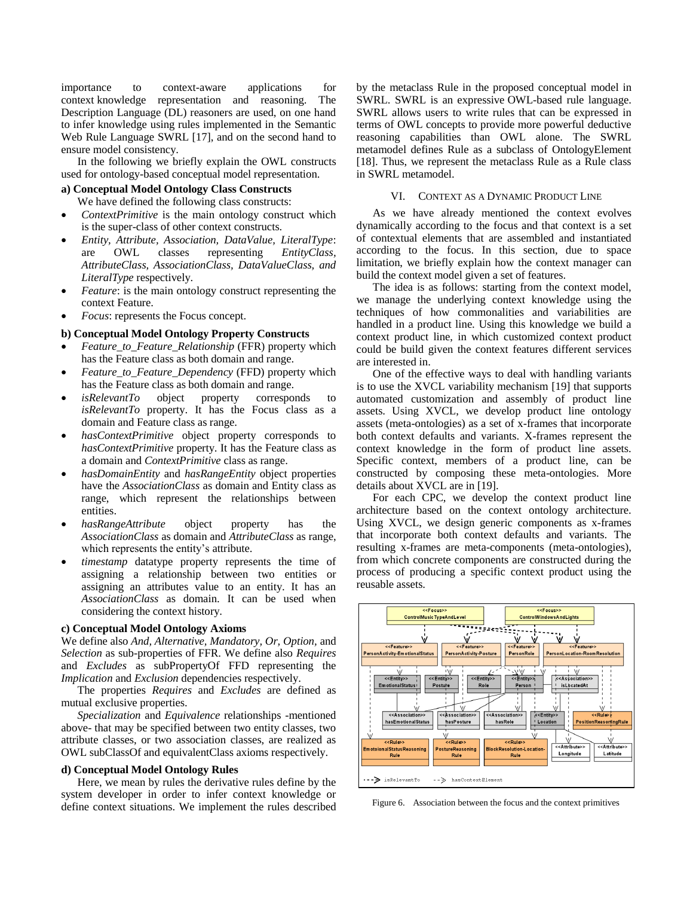importance to context-aware applications for context knowledge representation and reasoning. The Description Language (DL) reasoners are used, on one hand to infer knowledge using rules implemented in the Semantic Web Rule Language SWRL [17], and on the second hand to ensure model consistency.

In the following we briefly explain the OWL constructs used for ontology-based conceptual model representation.

### a) Conceptual Model Ontology Class Constructs

We have defined the following class constructs:

- *ContextPrimitive* is the main ontology construct which is the super-class of other context constructs.
- *Entity, Attribute, Association, DataValue, LiteralType*: are OWL classes representing *EntityClass, AttributeClass, AssociationClass, DataValueClass, and LiteralType* respectively.
- *Feature*: is the main ontology construct representing the context Feature.
- *Focus*: represents the Focus concept.

### b) Conceptual Model Ontology Property Constructs

- *Feature_to_Feature_Relationship* (FFR) property which has the Feature class as both domain and range.
- *Feature_to_Feature_Dependency* (FFD) property which has the Feature class as both domain and range.
- *isRelevantTo* object property corresponds to *isRelevantTo* property. It has the Focus class as a domain and Feature class as range.
- *hasContextPrimitive* object property corresponds to *hasContextPrimitive* property. It has the Feature class as a domain and *ContextPrimitive* class as range.
- *hasDomainEntity* and *hasRangeEntity* object properties have the *AssociationClass* as domain and Entity class as range, which represent the relationships between entities.
- *hasRangeAttribute* object property has the *AssociationClass* as domain and *AttributeClass* as range, which represents the entity's attribute.
- *timestamp* datatype property represents the time of assigning a relationship between two entities or assigning an attributes value to an entity. It has an *AssociationClass* as domain. It can be used when considering the context history.

### c) Conceptual Model Ontology Axioms

We define also *And, Alternative, Mandatory, Or, Option,* and *Selection* as sub-properties of FFR. We define also *Requires* and *Excludes* as subPropertyOf FFD representing the *Implication* and *Exclusion* dependencies respectively.

The properties *Requires* and *Excludes* are defined as mutual exclusive properties.

*Specialization* and *Equivalence* relationships -mentioned above- that may be specified between two entity classes, two attribute classes, or two association classes, are realized as OWL subClassOf and equivalentClass axioms respectively.

### d) Conceptual Model Ontology Rules

Here, we mean by rules the derivative rules define by the system developer in order to infer context knowledge or define context situations. We implement the rules described by the metaclass Rule in the proposed conceptual model in SWRL. SWRL is an expressive OWL-based rule language. SWRL allows users to write rules that can be expressed in terms of OWL concepts to provide more powerful deductive reasoning capabilities than OWL alone. The SWRL metamodel defines Rule as a subclass of OntologyElement [18]. Thus, we represent the metaclass Rule as a Rule class in SWRL metamodel.

## VI. Context as a Dynamic Product Line

As we have already mentioned the context evolves dynamically according to the focus and that context is a set of contextual elements that are assembled and instantiated according to the focus. In this section, due to space limitation, we briefly explain how the context manager can build the context model given a set of features.

The idea is as follows: starting from the context model, we manage the underlying context knowledge using the techniques of how commonalities and variabilities are handled in a product line. Using this knowledge we build a context product line, in which customized context product could be build given the context features different services are interested in.

One of the effective ways to deal with handling variants is to use the XVCL variability mechanism [19] that supports automated customization and assembly of product line assets. Using XVCL, we develop product line ontology assets (meta-ontologies) as a set of x-frames that incorporate both context defaults and variants. X-frames represent the context knowledge in the form of product line assets. Specific context, members of a product line, can be constructed by composing these meta-ontologies. More details about XVCL are in [19].

For each CPC, we develop the context product line architecture based on the context ontology architecture. Using XVCL, we design generic components as x-frames that incorporate both context defaults and variants. The resulting x-frames are meta-components (meta-ontologies), from which concrete components are constructed during the process of producing a specific context product using the reusable assets.

<<Focus>> ControlMusicTypeAndLevel
<<Focus>> ControlWindowsAndLights
<<Feature>> PersonActivity-EmotionalStatus
<<Feature>> PersonActivity-Posture
<<Feature>> PersonRole
<<Feature>> PersonLocation-RoomResolution
<<Entity>> EmotionalStatus
<<Entity>> Posture
<<Entity>> Role
<<Entity>> Person
<<Association>> isLocatedAt
<<Association>> hasEmotionalStatus
<<Association>> hasPosture
<<Association>> hasRole
<<Entity>> Location
<<Rule>> PositionReasoningRule
<<Rule>> EmotoionalStatusReasoning Rule
<<Rule>> PostureReasoning Rule
<<Rule>> BlockResolution-Location-Rule
<<Attribute>> Longitude
<<Attribute>> Latitude
isRelevantTo
hasContextElement

Figure 6. Association between the focus and the context primitives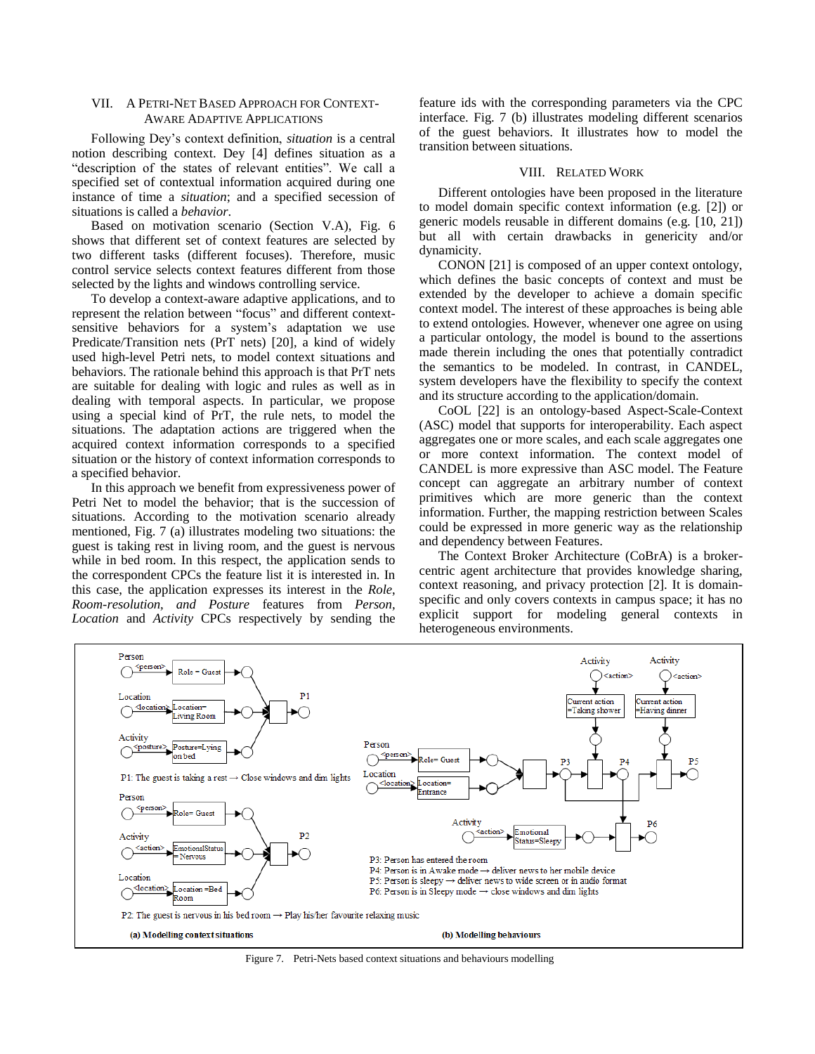## VII. A Petri-Net Based Approach for Context-Aware Adaptive Applications

Following Dey's context definition, *situation* is a central notion describing context. Dey [4] defines situation as a "description of the states of relevant entities". We call a specified set of contextual information acquired during one instance of time a *situation*; and a specified secession of situations is called a *behavior*.

Based on motivation scenario (Section V.A), Fig. 6 shows that different set of context features are selected by two different tasks (different focuses). Therefore, music control service selects context features different from those selected by the lights and windows controlling service.

To develop a context-aware adaptive applications, and to represent the relation between "focus" and different context-sensitive behaviors for a system's adaptation we use Predicate/Transition nets (PrT nets) [20], a kind of widely used high-level Petri nets, to model context situations and behaviors. The rationale behind this approach is that PrT nets are suitable for dealing with logic and rules as well as in dealing with temporal aspects. In particular, we propose using a special kind of PrT, the rule nets, to model the situations. The adaptation actions are triggered when the acquired context information corresponds to a specified situation or the history of context information corresponds to a specified behavior.

In this approach we benefit from expressiveness power of Petri Net to model the behavior; that is the succession of situations. According to the motivation scenario already mentioned, Fig. 7 (a) illustrates modeling two situations: the guest is taking rest in living room, and the guest is nervous while in bed room. In this respect, the application sends to the correspondent CPCs the feature list it is interested in. In this case, the application expresses its interest in the *Role*, *Room-resolution, and Posture* features from *Person*, *Location* and *Activity* CPCs respectively by sending the feature ids with the corresponding parameters via the CPC interface. Fig. 7 (b) illustrates modeling different scenarios of the guest behaviors. It illustrates how to model the transition between situations.

## VIII. Related Work

Different ontologies have been proposed in the literature to model domain specific context information (e.g. [2]) or generic models reusable in different domains (e.g. [10, 21]) but all with certain drawbacks in genericity and/or dynamicity.

CONON [21] is composed of an upper context ontology, which defines the basic concepts of context and must be extended by the developer to achieve a domain specific context model. The interest of these approaches is being able to extend ontologies. However, whenever one agree on using a particular ontology, the model is bound to the assertions made therein including the ones that potentially contradict the semantics to be modeled. In contrast, in CANDEL, system developers have the flexibility to specify the context and its structure according to the application/domain.

CoOL [22] is an ontology-based Aspect-Scale-Context (ASC) model that supports for interoperability. Each aspect aggregates one or more scales, and each scale aggregates one or more context information. The context model of CANDEL is more expressive than ASC model. The Feature concept can aggregate an arbitrary number of context primitives which are more generic than the context information. Further, the mapping restriction between Scales could be expressed in more generic way as the relationship and dependency between Features.

The Context Broker Architecture (CoBrA) is a broker-centric agent architecture that provides knowledge sharing, context reasoning, and privacy protection [2]. It is domain-specific and only covers contexts in campus space; it has no explicit support for modeling general contexts in heterogeneous environments.

P1: The guest is taking a rest → Close windows and dim lights

P2: The guest is nervous in his bed room → Play his/her favourite relaxing music

P3: Person has entered the room
P4: Person is in Awake mode → deliver news to her mobile device
P5: Person is sleepy → deliver news to wide screen or in audio format
P6: Person is in Sleepy mode → close windows and dim lights

**(a) Modelling context situations** **(b) Modelling behaviours**

Figure 7. Petri-Nets based context situations and behaviours modelling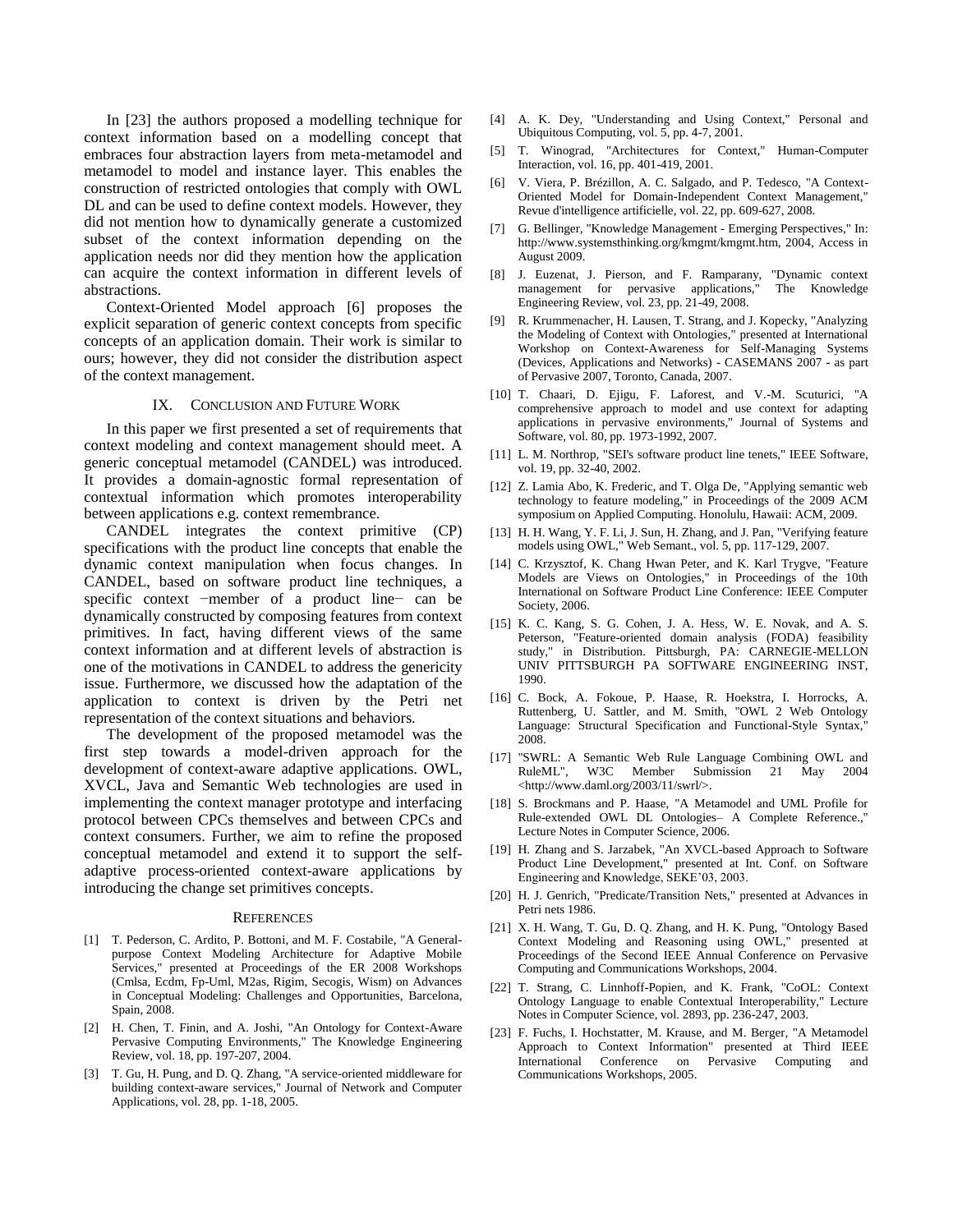In [23] the authors proposed a modelling technique for context information based on a modelling concept that embraces four abstraction layers from meta-metamodel and metamodel to model and instance layer. This enables the construction of restricted ontologies that comply with OWL DL and can be used to define context models. However, they did not mention how to dynamically generate a customized subset of the context information depending on the application needs nor did they mention how the application can acquire the context information in different levels of abstractions.

Context-Oriented Model approach [6] proposes the explicit separation of generic context concepts from specific concepts of an application domain. Their work is similar to ours; however, they did not consider the distribution aspect of the context management.

## IX. Conclusion and Future Work

In this paper we first presented a set of requirements that context modeling and context management should meet. A generic conceptual metamodel (CANDEL) was introduced. It provides a domain-agnostic formal representation of contextual information which promotes interoperability between applications e.g. context remembrance.

CANDEL integrates the context primitive (CP) specifications with the product line concepts that enable the dynamic context manipulation when focus changes. In CANDEL, based on software product line techniques, a specific context −member of a product line− can be dynamically constructed by composing features from context primitives. In fact, having different views of the same context information and at different levels of abstraction is one of the motivations in CANDEL to address the genericity issue. Furthermore, we discussed how the adaptation of the application to context is driven by the Petri net representation of the context situations and behaviors.

The development of the proposed metamodel was the first step towards a model-driven approach for the development of context-aware adaptive applications. OWL, XVCL, Java and Semantic Web technologies are used in implementing the context manager prototype and interfacing protocol between CPCs themselves and between CPCs and context consumers. Further, we aim to refine the proposed conceptual metamodel and extend it to support the self-adaptive process-oriented context-aware applications by introducing the change set primitives concepts.

## References

[1] T. Pederson, C. Ardito, P. Bottoni, and M. F. Costabile, "A General-purpose Context Modeling Architecture for Adaptive Mobile Services," presented at Proceedings of the ER 2008 Workshops (Cmlsa, Ecdm, Fp-Uml, M2as, Rigim, Secogis, Wism) on Advances in Conceptual Modeling: Challenges and Opportunities, Barcelona, Spain, 2008.

[2] H. Chen, T. Finin, and A. Joshi, "An Ontology for Context-Aware Pervasive Computing Environments," The Knowledge Engineering Review, vol. 18, pp. 197-207, 2004.

[3] T. Gu, H. Pung, and D. Q. Zhang, "A service-oriented middleware for building context-aware services," Journal of Network and Computer Applications, vol. 28, pp. 1-18, 2005.

[4] A. K. Dey, "Understanding and Using Context," Personal and Ubiquitous Computing, vol. 5, pp. 4-7, 2001.

[5] T. Winograd, "Architectures for Context," Human-Computer Interaction, vol. 16, pp. 401-419, 2001.

[6] V. Viera, P. Brézillon, A. C. Salgado, and P. Tedesco, "A Context-Oriented Model for Domain-Independent Context Management," Revue d'intelligence artificielle, vol. 22, pp. 609-627, 2008.

[7] G. Bellinger, "Knowledge Management - Emerging Perspectives," In: http://www.systemsthinking.org/kmgmt/kmgmt.htm, 2004, Access in August 2009.

[8] J. Euzenat, J. Pierson, and F. Ramparany, "Dynamic context management for pervasive applications," The Knowledge Engineering Review, vol. 23, pp. 21-49, 2008.

[9] R. Krummenacher, H. Lausen, T. Strang, and J. Kopecky, "Analyzing the Modeling of Context with Ontologies," presented at International Workshop on Context-Awareness for Self-Managing Systems (Devices, Applications and Networks) - CASEMANS 2007 - as part of Pervasive 2007, Toronto, Canada, 2007.

[10] T. Chaari, D. Ejigu, F. Laforest, and V.-M. Scuturici, "A comprehensive approach to model and use context for adapting applications in pervasive environments," Journal of Systems and Software, vol. 80, pp. 1973-1992, 2007.

[11] L. M. Northrop, "SEI's software product line tenets," IEEE Software, vol. 19, pp. 32-40, 2002.

[12] Z. Lamia Abo, K. Frederic, and T. Olga De, "Applying semantic web technology to feature modeling," in Proceedings of the 2009 ACM symposium on Applied Computing. Honolulu, Hawaii: ACM, 2009.

[13] H. H. Wang, Y. F. Li, J. Sun, H. Zhang, and J. Pan, "Verifying feature models using OWL," Web Semant., vol. 5, pp. 117-129, 2007.

[14] C. Krzysztof, K. Chang Hwan Peter, and K. Karl Trygve, "Feature Models are Views on Ontologies," in Proceedings of the 10th International on Software Product Line Conference: IEEE Computer Society, 2006.

[15] K. C. Kang, S. G. Cohen, J. A. Hess, W. E. Novak, and A. S. Peterson, "Feature-oriented domain analysis (FODA) feasibility study," in Distribution. Pittsburgh, PA: CARNEGIE-MELLON UNIV PITTSBURGH PA SOFTWARE ENGINEERING INST, 1990.

[16] C. Bock, A. Fokoue, P. Haase, R. Hoekstra, I. Horrocks, A. Ruttenberg, U. Sattler, and M. Smith, "OWL 2 Web Ontology Language: Structural Specification and Functional-Style Syntax," 2008.

[17] "SWRL: A Semantic Web Rule Language Combining OWL and RuleML", W3C Member Submission 21 May 2004 <http://www.daml.org/2003/11/swrl/>.

[18] S. Brockmans and P. Haase, "A Metamodel and UML Profile for Rule-extended OWL DL Ontologies– A Complete Reference.," Lecture Notes in Computer Science, 2006.

[19] H. Zhang and S. Jarzabek, "An XVCL-based Approach to Software Product Line Development," presented at Int. Conf. on Software Engineering and Knowledge Engineering, SEKE'03, 2003.

[20] H. J. Genrich, "Predicate/Transition Nets," presented at Advances in Petri nets 1986.

[21] X. H. Wang, T. Gu, D. Q. Zhang, and H. K. Pung, "Ontology Based Context Modeling and Reasoning using OWL," presented at Proceedings of the Second IEEE Annual Conference on Pervasive Computing and Communications Workshops, 2004.

[22] T. Strang, C. Linnhoff-Popien, and K. Frank, "CoOL: Context Ontology Language to enable Contextual Interoperability," Lecture Notes in Computer Science, vol. 2893, pp. 236-247, 2003.

[23] F. Fuchs, I. Hochstatter, M. Krause, and M. Berger, "A Metamodel Approach to Context Information" presented at Third IEEE International Conference on Pervasive Computing and Communications Workshops, 2005.